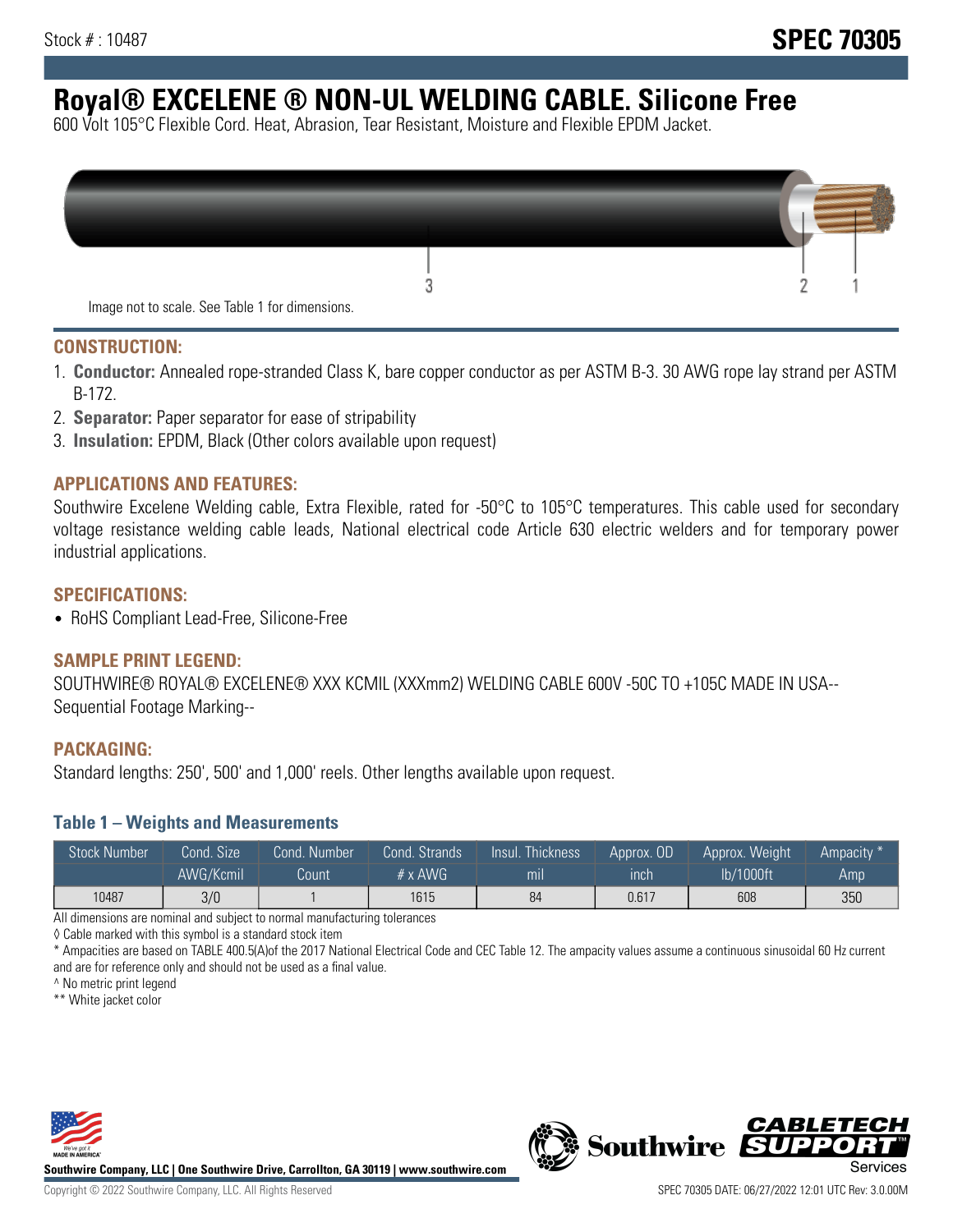Stock # : 10487

# SPEC 70305

# Royal® EXCELENE ® NON-UL WELDING CABLE. Silicone Free

600 Volt 105°C Flexible Cord. Heat, Abrasion, Tear Resistant, Moisture and Flexible EPDM Jacket.

Image not to scale. See Table 1 for dimensions.

## CONSTRUCTION:

1. **Conductor:** Annealed rope-stranded Class K, bare copper conductor as per ASTM B-3. 30 AWG rope lay strand per ASTM B-172.
2. **Separator:** Paper separator for ease of stripability
3. **Insulation:** EPDM, Black (Other colors available upon request)

## APPLICATIONS AND FEATURES:

Southwire Excelene Welding cable, Extra Flexible, rated for -50°C to 105°C temperatures. This cable used for secondary voltage resistance welding cable leads, National electrical code Article 630 electric welders and for temporary power industrial applications.

## SPECIFICATIONS:

- RoHS Compliant Lead-Free, Silicone-Free

## SAMPLE PRINT LEGEND:

SOUTHWIRE® ROYAL® EXCELENE® XXX KCMIL (XXXmm2) WELDING CABLE 600V -50C TO +105C MADE IN USA-- Sequential Footage Marking--

## PACKAGING:

Standard lengths: 250', 500' and 1,000' reels. Other lengths available upon request.

### Table 1 – Weights and Measurements

| Stock Number | Cond. Size | Cond. Number | Cond. Strands | Insul. Thickness | Approx. OD | Approx. Weight | Ampacity * |
|---|---|---|---|---|---|---|---|
| | AWG/Kcmil | Count | # x AWG | mil | inch | lb/1000ft | Amp |
| 10487 | 3/0 | 1 | 1615 | 84 | 0.617 | 608 | 350 |

All dimensions are nominal and subject to normal manufacturing tolerances

◊ Cable marked with this symbol is a standard stock item

* Ampacities are based on TABLE 400.5(A)of the 2017 National Electrical Code and CEC Table 12. The ampacity values assume a continuous sinusoidal 60 Hz current and are for reference only and should not be used as a final value.

^ No metric print legend

** White jacket color

Southwire Company, LLC | One Southwire Drive, Carrollton, GA 30119 | www.southwire.com

Copyright © 2022 Southwire Company, LLC. All Rights Reserved

SPEC 70305 DATE: 06/27/2022 12:01 UTC Rev: 3.0.00M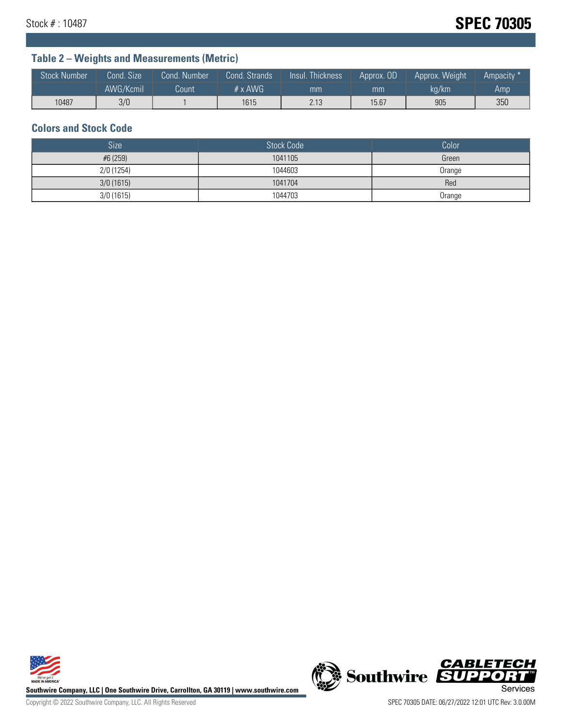## Table 2 – Weights and Measurements (Metric)

| Stock Number | Cond. Size | Cond. Number | Cond. Strands | Insul. Thickness | Approx. OD | Approx. Weight | Ampacity * |
|---|---|---|---|---|---|---|---|
| | AWG/Kcmil | Count | # x AWG | mm | mm | kg/km | Amp |
| 10487 | 3/0 | 1 | 1615 | 2.13 | 15.67 | 905 | 350 |

## Colors and Stock Code

| Size | Stock Code | Color |
|---|---|---|
| #6 (259) | 1041105 | Green |
| 2/0 (1254) | 1044603 | Orange |
| 3/0 (1615) | 1041704 | Red |
| 3/0 (1615) | 1044703 | Orange |

Southwire Company, LLC | One Southwire Drive, Carrollton, GA 30119 | www.southwire.com

Copyright © 2022 Southwire Company, LLC. All Rights Reserved

SPEC 70305 DATE: 06/27/2022 12:01 UTC Rev: 3.0.00M